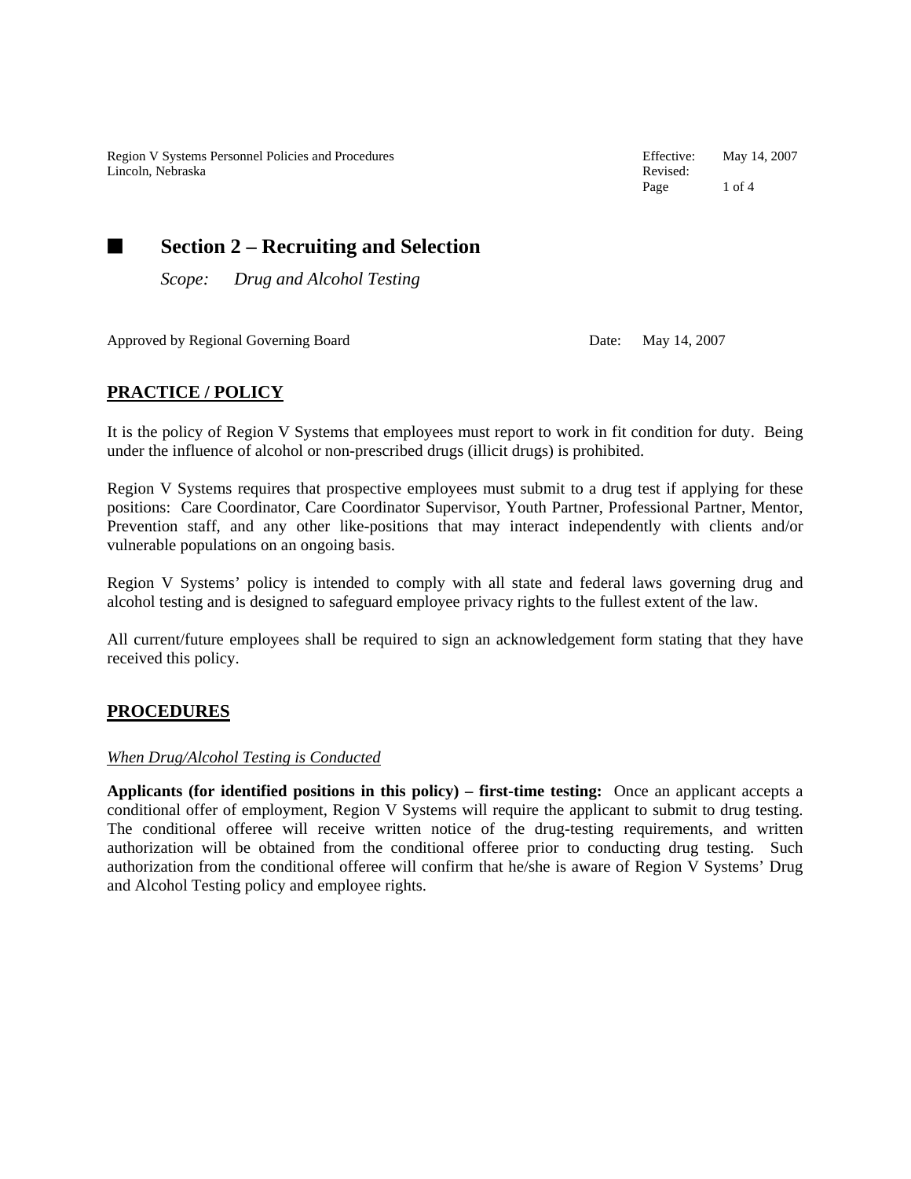Region V Systems Personnel Policies and Procedures
Lincoln, Nebraska

Effective: May 14, 2007
Revised:

# Section 2 – Recruiting and Selection

*Scope: Drug and Alcohol Testing*

Approved by Regional Governing Board Date: May 14, 2007

## PRACTICE / POLICY

It is the policy of Region V Systems that employees must report to work in fit condition for duty. Being under the influence of alcohol or non-prescribed drugs (illicit drugs) is prohibited.

Region V Systems requires that prospective employees must submit to a drug test if applying for these positions: Care Coordinator, Care Coordinator Supervisor, Youth Partner, Professional Partner, Mentor, Prevention staff, and any other like-positions that may interact independently with clients and/or vulnerable populations on an ongoing basis.

Region V Systems' policy is intended to comply with all state and federal laws governing drug and alcohol testing and is designed to safeguard employee privacy rights to the fullest extent of the law.

All current/future employees shall be required to sign an acknowledgement form stating that they have received this policy.

## PROCEDURES

### When Drug/Alcohol Testing is Conducted

**Applicants (for identified positions in this policy) – first-time testing:** Once an applicant accepts a conditional offer of employment, Region V Systems will require the applicant to submit to drug testing. The conditional offeree will receive written notice of the drug-testing requirements, and written authorization will be obtained from the conditional offeree prior to conducting drug testing. Such authorization from the conditional offeree will confirm that he/she is aware of Region V Systems' Drug and Alcohol Testing policy and employee rights.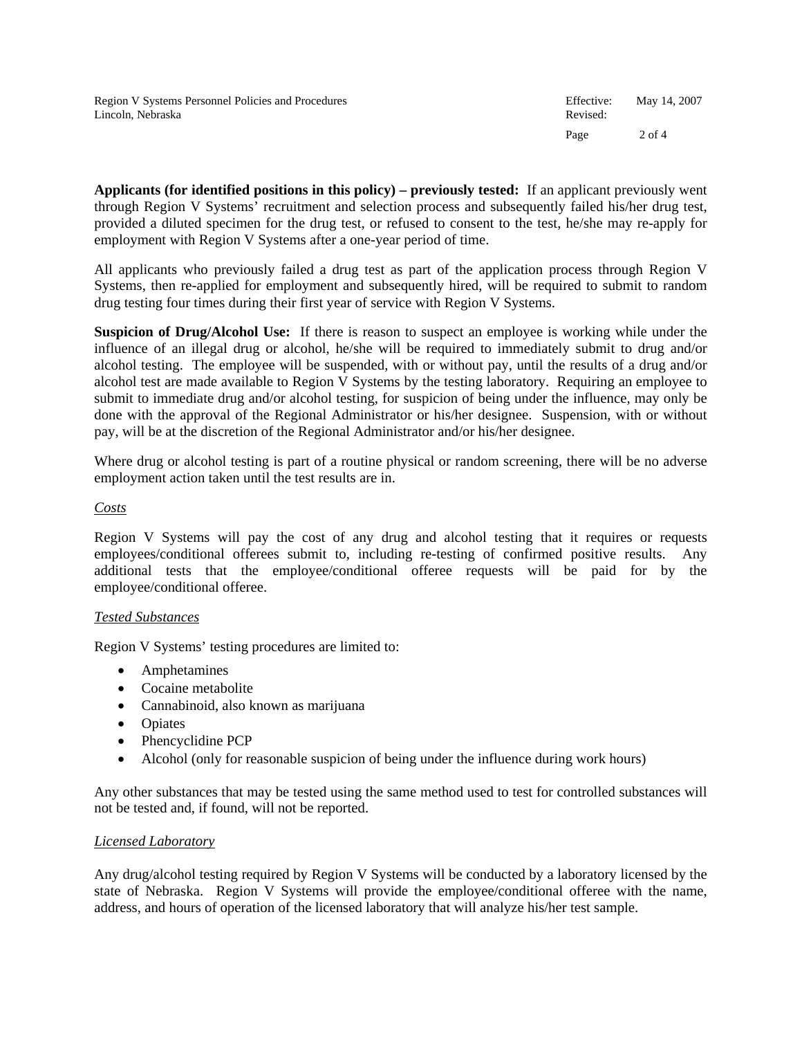**Applicants (for identified positions in this policy) – previously tested:** If an applicant previously went through Region V Systems' recruitment and selection process and subsequently failed his/her drug test, provided a diluted specimen for the drug test, or refused to consent to the test, he/she may re-apply for employment with Region V Systems after a one-year period of time.

All applicants who previously failed a drug test as part of the application process through Region V Systems, then re-applied for employment and subsequently hired, will be required to submit to random drug testing four times during their first year of service with Region V Systems.

**Suspicion of Drug/Alcohol Use:** If there is reason to suspect an employee is working while under the influence of an illegal drug or alcohol, he/she will be required to immediately submit to drug and/or alcohol testing. The employee will be suspended, with or without pay, until the results of a drug and/or alcohol test are made available to Region V Systems by the testing laboratory. Requiring an employee to submit to immediate drug and/or alcohol testing, for suspicion of being under the influence, may only be done with the approval of the Regional Administrator or his/her designee. Suspension, with or without pay, will be at the discretion of the Regional Administrator and/or his/her designee.

Where drug or alcohol testing is part of a routine physical or random screening, there will be no adverse employment action taken until the test results are in.

*Costs*

Region V Systems will pay the cost of any drug and alcohol testing that it requires or requests employees/conditional offerees submit to, including re-testing of confirmed positive results. Any additional tests that the employee/conditional offeree requests will be paid for by the employee/conditional offeree.

*Tested Substances*

Region V Systems' testing procedures are limited to:

- Amphetamines
- Cocaine metabolite
- Cannabinoid, also known as marijuana
- Opiates
- Phencyclidine PCP
- Alcohol (only for reasonable suspicion of being under the influence during work hours)

Any other substances that may be tested using the same method used to test for controlled substances will not be tested and, if found, will not be reported.

*Licensed Laboratory*

Any drug/alcohol testing required by Region V Systems will be conducted by a laboratory licensed by the state of Nebraska. Region V Systems will provide the employee/conditional offeree with the name, address, and hours of operation of the licensed laboratory that will analyze his/her test sample.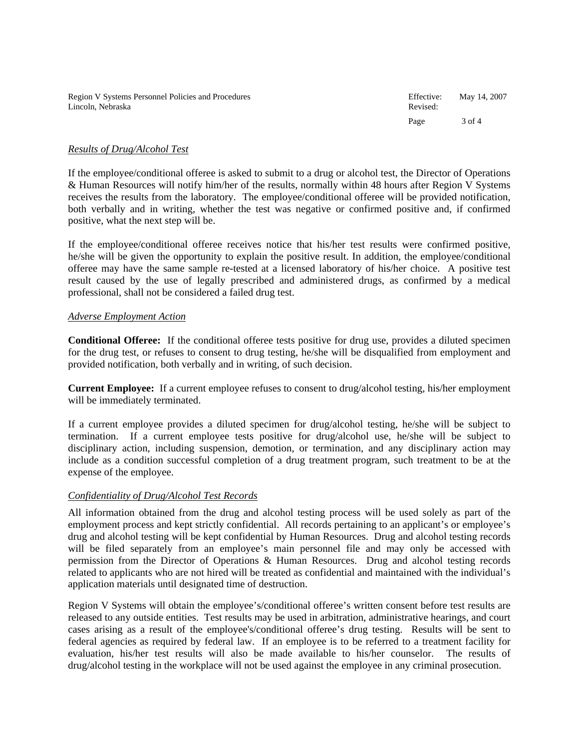*Results of Drug/Alcohol Test*

If the employee/conditional offeree is asked to submit to a drug or alcohol test, the Director of Operations & Human Resources will notify him/her of the results, normally within 48 hours after Region V Systems receives the results from the laboratory. The employee/conditional offeree will be provided notification, both verbally and in writing, whether the test was negative or confirmed positive and, if confirmed positive, what the next step will be.

If the employee/conditional offeree receives notice that his/her test results were confirmed positive, he/she will be given the opportunity to explain the positive result. In addition, the employee/conditional offeree may have the same sample re-tested at a licensed laboratory of his/her choice. A positive test result caused by the use of legally prescribed and administered drugs, as confirmed by a medical professional, shall not be considered a failed drug test.

*Adverse Employment Action*

**Conditional Offeree:** If the conditional offeree tests positive for drug use, provides a diluted specimen for the drug test, or refuses to consent to drug testing, he/she will be disqualified from employment and provided notification, both verbally and in writing, of such decision.

**Current Employee:** If a current employee refuses to consent to drug/alcohol testing, his/her employment will be immediately terminated.

If a current employee provides a diluted specimen for drug/alcohol testing, he/she will be subject to termination. If a current employee tests positive for drug/alcohol use, he/she will be subject to disciplinary action, including suspension, demotion, or termination, and any disciplinary action may include as a condition successful completion of a drug treatment program, such treatment to be at the expense of the employee.

*Confidentiality of Drug/Alcohol Test Records*

All information obtained from the drug and alcohol testing process will be used solely as part of the employment process and kept strictly confidential. All records pertaining to an applicant's or employee's drug and alcohol testing will be kept confidential by Human Resources. Drug and alcohol testing records will be filed separately from an employee's main personnel file and may only be accessed with permission from the Director of Operations & Human Resources. Drug and alcohol testing records related to applicants who are not hired will be treated as confidential and maintained with the individual's application materials until designated time of destruction.

Region V Systems will obtain the employee's/conditional offeree's written consent before test results are released to any outside entities. Test results may be used in arbitration, administrative hearings, and court cases arising as a result of the employee's/conditional offeree's drug testing. Results will be sent to federal agencies as required by federal law. If an employee is to be referred to a treatment facility for evaluation, his/her test results will also be made available to his/her counselor. The results of drug/alcohol testing in the workplace will not be used against the employee in any criminal prosecution.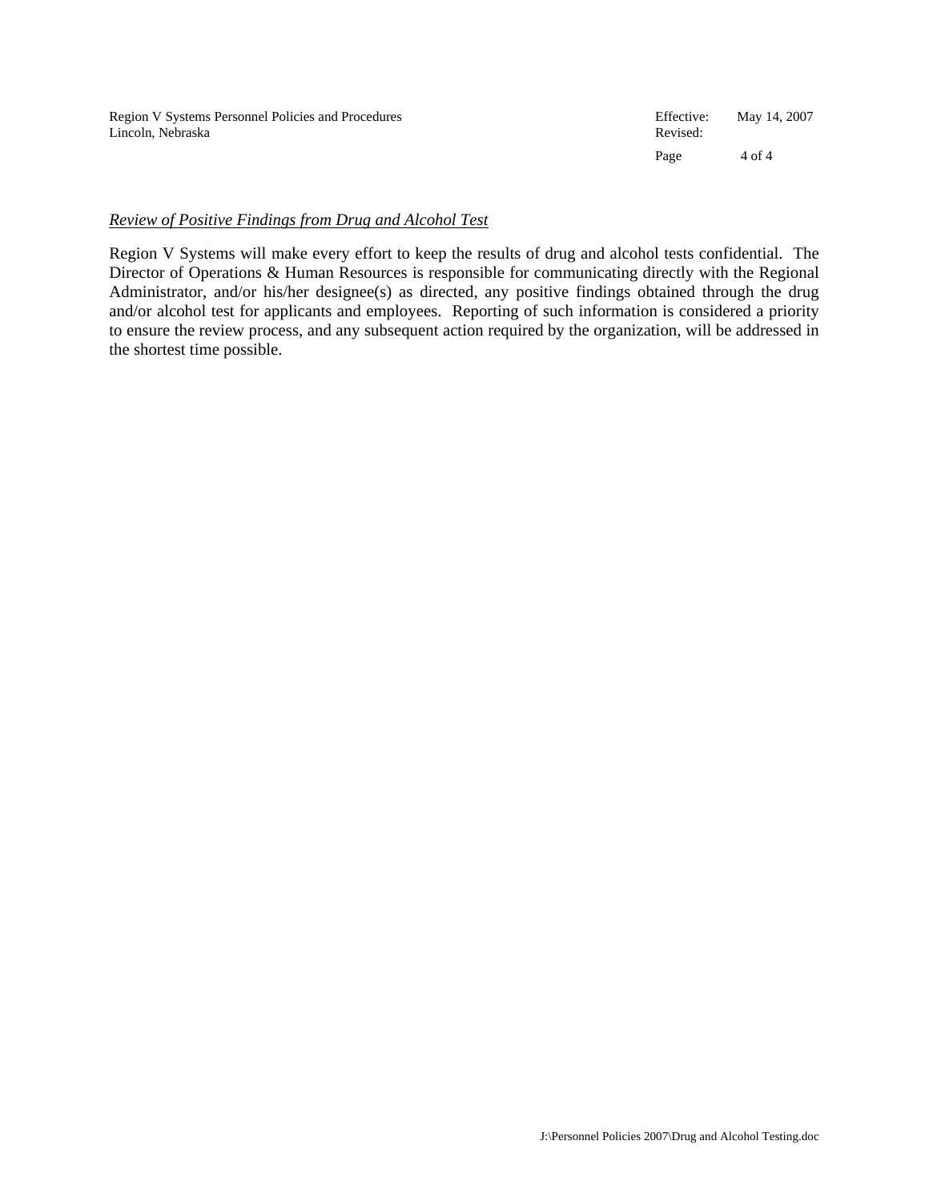*Review of Positive Findings from Drug and Alcohol Test*

Region V Systems will make every effort to keep the results of drug and alcohol tests confidential. The Director of Operations & Human Resources is responsible for communicating directly with the Regional Administrator, and/or his/her designee(s) as directed, any positive findings obtained through the drug and/or alcohol test for applicants and employees. Reporting of such information is considered a priority to ensure the review process, and any subsequent action required by the organization, will be addressed in the shortest time possible.